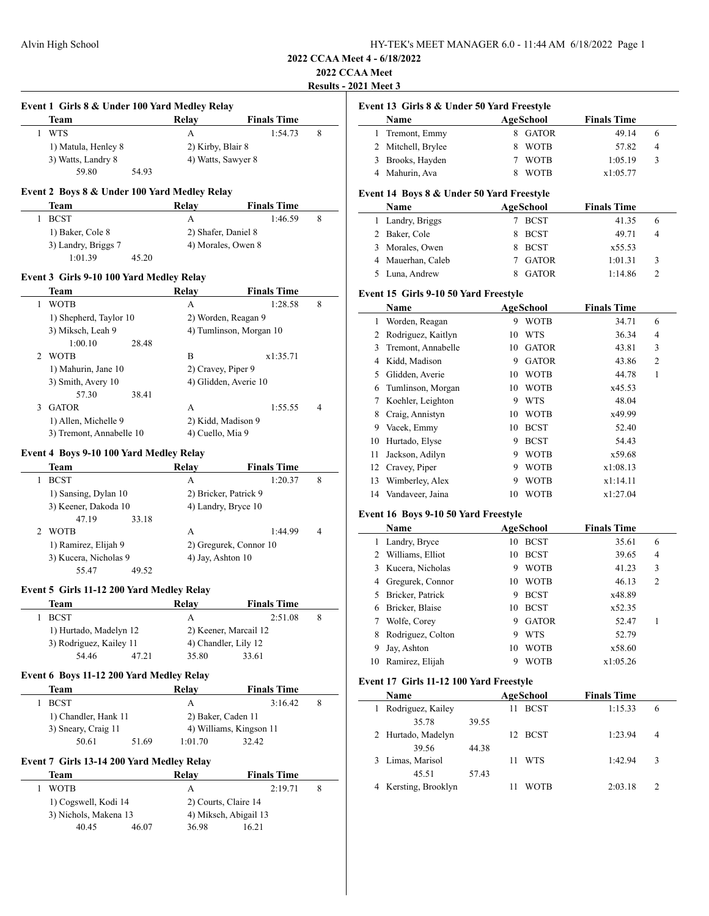Alvin High School

HY-TEK's MEET MANAGER 6.0 - 11:44 AM 6/18/2022 Page 1

**2022 CCAA Meet 4 - 6/18/2022**

**2022 CCAA Meet**

**Results - 2021 Meet 3**

### Event 1 Girls 8 & Under 100 Yard Medley Relay

| | Team | Relay | Finals Time | |
|---|---|---|---|---|
| 1 | WTS | A | 1:54.73 | 8 |

1) Matula, Henley 8; 2) Kirby, Blair 8; 3) Watts, Landry 8; 4) Watts, Sawyer 8
59.80 54.93

### Event 2 Boys 8 & Under 100 Yard Medley Relay

| | Team | Relay | Finals Time | |
|---|---|---|---|---|
| 1 | BCST | A | 1:46.59 | 8 |

1) Baker, Cole 8; 2) Shafer, Daniel 8; 3) Landry, Briggs 7; 4) Morales, Owen 8
1:01.39 45.20

### Event 3 Girls 9-10 100 Yard Medley Relay

| | Team | Relay | Finals Time | |
|---|---|---|---|---|
| 1 | WOTB | A | 1:28.58 | 8 |

1) Shepherd, Taylor 10; 2) Worden, Reagan 9; 3) Miksch, Leah 9; 4) Tumlinson, Morgan 10
1:00.10 28.48

| | Team | Relay | Finals Time | |
|---|---|---|---|---|
| 2 | WOTB | B | x1:35.71 | |

1) Mahurin, Jane 10; 2) Cravey, Piper 9; 3) Smith, Avery 10; 4) Glidden, Averie 10
57.30 38.41

| | Team | Relay | Finals Time | |
|---|---|---|---|---|
| 3 | GATOR | A | 1:55.55 | 4 |

1) Allen, Michelle 9; 2) Kidd, Madison 9; 3) Tremont, Annabelle 10; 4) Cuello, Mia 9

### Event 4 Boys 9-10 100 Yard Medley Relay

| | Team | Relay | Finals Time | |
|---|---|---|---|---|
| 1 | BCST | A | 1:20.37 | 8 |

1) Sansing, Dylan 10; 2) Bricker, Patrick 9; 3) Keener, Dakoda 10; 4) Landry, Bryce 10
47.19 33.18

| | Team | Relay | Finals Time | |
|---|---|---|---|---|
| 2 | WOTB | A | 1:44.99 | 4 |

1) Ramirez, Elijah 9; 2) Gregurek, Connor 10; 3) Kucera, Nicholas 9; 4) Jay, Ashton 10
55.47 49.52

### Event 5 Girls 11-12 200 Yard Medley Relay

| | Team | Relay | Finals Time | |
|---|---|---|---|---|
| 1 | BCST | A | 2:51.08 | 8 |

1) Hurtado, Madelyn 12; 2) Keener, Marcail 12; 3) Rodriguez, Kailey 11; 4) Chandler, Lily 12
54.46 47.21 35.80 33.61

### Event 6 Boys 11-12 200 Yard Medley Relay

| | Team | Relay | Finals Time | |
|---|---|---|---|---|
| 1 | BCST | A | 3:16.42 | 8 |

1) Chandler, Hank 11; 2) Baker, Caden 11; 3) Sneary, Craig 11; 4) Williams, Kingson 11
50.61 51.69 1:01.70 32.42

### Event 7 Girls 13-14 200 Yard Medley Relay

| | Team | Relay | Finals Time | |
|---|---|---|---|---|
| 1 | WOTB | A | 2:19.71 | 8 |

1) Cogswell, Kodi 14; 2) Courts, Claire 14; 3) Nichols, Makena 13; 4) Miksch, Abigail 13
40.45 46.07 36.98 16.21

### Event 13 Girls 8 & Under 50 Yard Freestyle

| | Name | Age | School | Finals Time | |
|---|---|---|---|---|---|
| 1 | Tremont, Emmy | 8 | GATOR | 49.14 | 6 |
| 2 | Mitchell, Brylee | 8 | WOTB | 57.82 | 4 |
| 3 | Brooks, Hayden | 7 | WOTB | 1:05.19 | 3 |
| 4 | Mahurin, Ava | 8 | WOTB | x1:05.77 | |

### Event 14 Boys 8 & Under 50 Yard Freestyle

| | Name | Age | School | Finals Time | |
|---|---|---|---|---|---|
| 1 | Landry, Briggs | 7 | BCST | 41.35 | 6 |
| 2 | Baker, Cole | 8 | BCST | 49.71 | 4 |
| 3 | Morales, Owen | 8 | BCST | x55.53 | |
| 4 | Mauerhan, Caleb | 7 | GATOR | 1:01.31 | 3 |
| 5 | Luna, Andrew | 8 | GATOR | 1:14.86 | 2 |

### Event 15 Girls 9-10 50 Yard Freestyle

| | Name | Age | School | Finals Time | |
|---|---|---|---|---|---|
| 1 | Worden, Reagan | 9 | WOTB | 34.71 | 6 |
| 2 | Rodriguez, Kaitlyn | 10 | WTS | 36.34 | 4 |
| 3 | Tremont, Annabelle | 10 | GATOR | 43.81 | 3 |
| 4 | Kidd, Madison | 9 | GATOR | 43.86 | 2 |
| 5 | Glidden, Averie | 10 | WOTB | 44.78 | 1 |
| 6 | Tumlinson, Morgan | 10 | WOTB | x45.53 | |
| 7 | Koehler, Leighton | 9 | WTS | 48.04 | |
| 8 | Craig, Annistyn | 10 | WOTB | x49.99 | |
| 9 | Vacek, Emmy | 10 | BCST | 52.40 | |
| 10 | Hurtado, Elyse | 9 | BCST | 54.43 | |
| 11 | Jackson, Adilyn | 9 | WOTB | x59.68 | |
| 12 | Cravey, Piper | 9 | WOTB | x1:08.13 | |
| 13 | Wimberley, Alex | 9 | WOTB | x1:14.11 | |
| 14 | Vandaveer, Jaina | 10 | WOTB | x1:27.04 | |

### Event 16 Boys 9-10 50 Yard Freestyle

| | Name | Age | School | Finals Time | |
|---|---|---|---|---|---|
| 1 | Landry, Bryce | 10 | BCST | 35.61 | 6 |
| 2 | Williams, Elliot | 10 | BCST | 39.65 | 4 |
| 3 | Kucera, Nicholas | 9 | WOTB | 41.23 | 3 |
| 4 | Gregurek, Connor | 10 | WOTB | 46.13 | 2 |
| 5 | Bricker, Patrick | 9 | BCST | x48.89 | |
| 6 | Bricker, Blaise | 10 | BCST | x52.35 | |
| 7 | Wolfe, Corey | 9 | GATOR | 52.47 | 1 |
| 8 | Rodriguez, Colton | 9 | WTS | 52.79 | |
| 9 | Jay, Ashton | 10 | WOTB | x58.60 | |
| 10 | Ramirez, Elijah | 9 | WOTB | x1:05.26 | |

### Event 17 Girls 11-12 100 Yard Freestyle

| | Name | Age | School | Finals Time | |
|---|---|---|---|---|---|
| 1 | Rodriguez, Kailey | 11 | BCST | 1:15.33 | 6 |
| | 35.78 39.55 | | | | |
| 2 | Hurtado, Madelyn | 12 | BCST | 1:23.94 | 4 |
| | 39.56 44.38 | | | | |
| 3 | Limas, Marisol | 11 | WTS | 1:42.94 | 3 |
| | 45.51 57.43 | | | | |
| 4 | Kersting, Brooklyn | 11 | WOTB | 2:03.18 | 2 |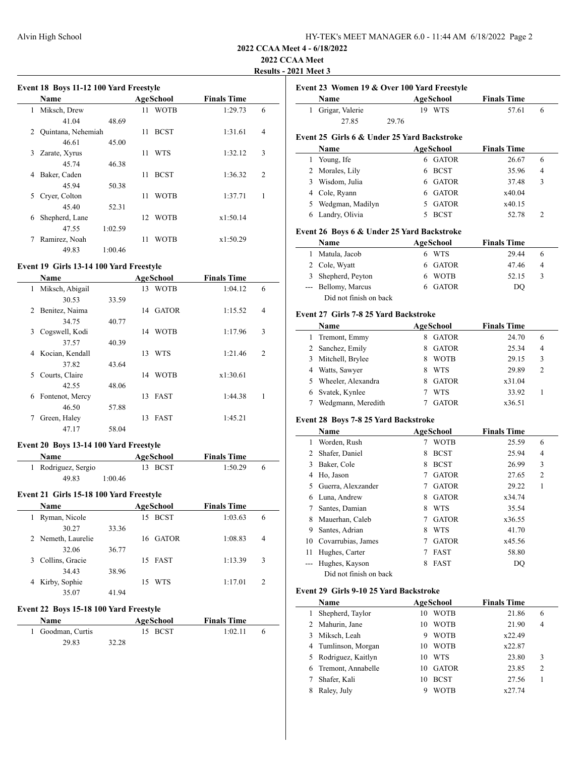**2022 CCAA Meet 4 - 6/18/2022**

**2022 CCAA Meet**

**Results - 2021 Meet 3**

### Event 18 Boys 11-12 100 Yard Freestyle

| | Name | Age | School | Finals Time | |
|---|---|---|---|---|---|
| 1 | Miksch, Drew | 11 | WOTB | 1:29.73 | 6 |
| | 41.04 48.69 | | | | |
| 2 | Quintana, Nehemiah | 11 | BCST | 1:31.61 | 4 |
| | 46.61 45.00 | | | | |
| 3 | Zarate, Xyrus | 11 | WTS | 1:32.12 | 3 |
| | 45.74 46.38 | | | | |
| 4 | Baker, Caden | 11 | BCST | 1:36.32 | 2 |
| | 45.94 50.38 | | | | |
| 5 | Cryer, Colton | 11 | WOTB | 1:37.71 | 1 |
| | 45.40 52.31 | | | | |
| 6 | Shepherd, Lane | 12 | WOTB | x1:50.14 | |
| | 47.55 1:02.59 | | | | |
| 7 | Ramirez, Noah | 11 | WOTB | x1:50.29 | |
| | 49.83 1:00.46 | | | | |

### Event 19 Girls 13-14 100 Yard Freestyle

| | Name | Age | School | Finals Time | |
|---|---|---|---|---|---|
| 1 | Miksch, Abigail | 13 | WOTB | 1:04.12 | 6 |
| | 30.53 33.59 | | | | |
| 2 | Benitez, Naima | 14 | GATOR | 1:15.52 | 4 |
| | 34.75 40.77 | | | | |
| 3 | Cogswell, Kodi | 14 | WOTB | 1:17.96 | 3 |
| | 37.57 40.39 | | | | |
| 4 | Kocian, Kendall | 13 | WTS | 1:21.46 | 2 |
| | 37.82 43.64 | | | | |
| 5 | Courts, Claire | 14 | WOTB | x1:30.61 | |
| | 42.55 48.06 | | | | |
| 6 | Fontenot, Mercy | 13 | FAST | 1:44.38 | 1 |
| | 46.50 57.88 | | | | |
| 7 | Green, Haley | 13 | FAST | 1:45.21 | |
| | 47.17 58.04 | | | | |

### Event 20 Boys 13-14 100 Yard Freestyle

| | Name | Age | School | Finals Time | |
|---|---|---|---|---|---|
| 1 | Rodriguez, Sergio | 13 | BCST | 1:50.29 | 6 |
| | 49.83 1:00.46 | | | | |

### Event 21 Girls 15-18 100 Yard Freestyle

| | Name | Age | School | Finals Time | |
|---|---|---|---|---|---|
| 1 | Ryman, Nicole | 15 | BCST | 1:03.63 | 6 |
| | 30.27 33.36 | | | | |
| 2 | Nemeth, Laurelie | 16 | GATOR | 1:08.83 | 4 |
| | 32.06 36.77 | | | | |
| 3 | Collins, Gracie | 15 | FAST | 1:13.39 | 3 |
| | 34.43 38.96 | | | | |
| 4 | Kirby, Sophie | 15 | WTS | 1:17.01 | 2 |
| | 35.07 41.94 | | | | |

### Event 22 Boys 15-18 100 Yard Freestyle

| | Name | Age | School | Finals Time | |
|---|---|---|---|---|---|
| 1 | Goodman, Curtis | 15 | BCST | 1:02.11 | 6 |
| | 29.83 32.28 | | | | |

### Event 23 Women 19 & Over 100 Yard Freestyle

| | Name | Age | School | Finals Time | |
|---|---|---|---|---|---|
| 1 | Grigar, Valerie | 19 | WTS | 57.61 | 6 |
| | 27.85 29.76 | | | | |

### Event 25 Girls 6 & Under 25 Yard Backstroke

| | Name | Age | School | Finals Time | |
|---|---|---|---|---|---|
| 1 | Young, Ife | 6 | GATOR | 26.67 | 6 |
| 2 | Morales, Lily | 6 | BCST | 35.96 | 4 |
| 3 | Wisdom, Julia | 6 | GATOR | 37.48 | 3 |
| 4 | Cole, Ryann | 6 | GATOR | x40.04 | |
| 5 | Wedgman, Madilyn | 5 | GATOR | x40.15 | |
| 6 | Landry, Olivia | 5 | BCST | 52.78 | 2 |

### Event 26 Boys 6 & Under 25 Yard Backstroke

| | Name | Age | School | Finals Time | |
|---|---|---|---|---|---|
| 1 | Matula, Jacob | 6 | WTS | 29.44 | 6 |
| 2 | Cole, Wyatt | 6 | GATOR | 47.46 | 4 |
| 3 | Shepherd, Peyton | 6 | WOTB | 52.15 | 3 |
| --- | Bellomy, Marcus | 6 | GATOR | DQ | |
| | Did not finish on back | | | | |

### Event 27 Girls 7-8 25 Yard Backstroke

| | Name | Age | School | Finals Time | |
|---|---|---|---|---|---|
| 1 | Tremont, Emmy | 8 | GATOR | 24.70 | 6 |
| 2 | Sanchez, Emily | 8 | GATOR | 25.34 | 4 |
| 3 | Mitchell, Brylee | 8 | WOTB | 29.15 | 3 |
| 4 | Watts, Sawyer | 8 | WTS | 29.89 | 2 |
| 5 | Wheeler, Alexandra | 8 | GATOR | x31.04 | |
| 6 | Svatek, Kynlee | 7 | WTS | 33.92 | 1 |
| 7 | Wedgmann, Meredith | 7 | GATOR | x36.51 | |

### Event 28 Boys 7-8 25 Yard Backstroke

| | Name | Age | School | Finals Time | |
|---|---|---|---|---|---|
| 1 | Worden, Rush | 7 | WOTB | 25.59 | 6 |
| 2 | Shafer, Daniel | 8 | BCST | 25.94 | 4 |
| 3 | Baker, Cole | 8 | BCST | 26.99 | 3 |
| 4 | Ho, Jason | 7 | GATOR | 27.65 | 2 |
| 5 | Guerra, Alexzander | 7 | GATOR | 29.22 | 1 |
| 6 | Luna, Andrew | 8 | GATOR | x34.74 | |
| 7 | Santes, Damian | 8 | WTS | 35.54 | |
| 8 | Mauerhan, Caleb | 7 | GATOR | x36.55 | |
| 9 | Santes, Adrian | 8 | WTS | 41.70 | |
| 10 | Covarrubias, James | 7 | GATOR | x45.56 | |
| 11 | Hughes, Carter | 7 | FAST | 58.80 | |
| --- | Hughes, Kayson | 8 | FAST | DQ | |
| | Did not finish on back | | | | |

### Event 29 Girls 9-10 25 Yard Backstroke

| | Name | Age | School | Finals Time | |
|---|---|---|---|---|---|
| 1 | Shepherd, Taylor | 10 | WOTB | 21.86 | 6 |
| 2 | Mahurin, Jane | 10 | WOTB | 21.90 | 4 |
| 3 | Miksch, Leah | 9 | WOTB | x22.49 | |
| 4 | Tumlinson, Morgan | 10 | WOTB | x22.87 | |
| 5 | Rodriguez, Kaitlyn | 10 | WTS | 23.80 | 3 |
| 6 | Tremont, Annabelle | 10 | GATOR | 23.85 | 2 |
| 7 | Shafer, Kali | 10 | BCST | 27.56 | 1 |
| 8 | Raley, July | 9 | WOTB | x27.74 | |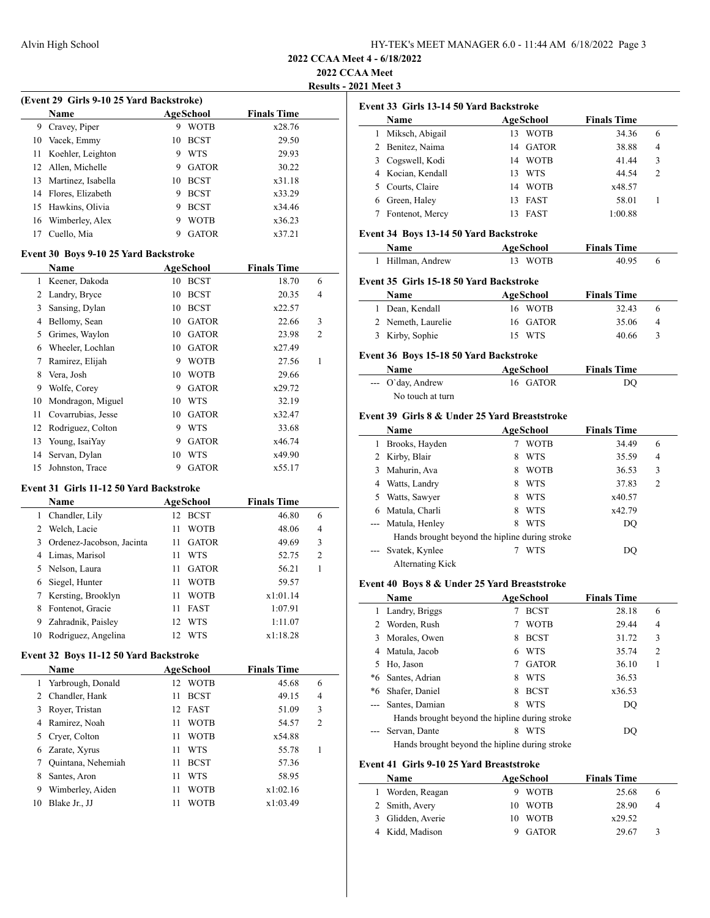## 2022 CCAA Meet 4 - 6/18/2022

## 2022 CCAA Meet

## Results - 2021 Meet 3

### (Event 29 Girls 9-10 25 Yard Backstroke)

| | Name | Age | School | Finals Time | |
|---|---|---|---|---|---|
| 9 | Cravey, Piper | 9 | WOTB | x28.76 | |
| 10 | Vacek, Emmy | 10 | BCST | 29.50 | |
| 11 | Koehler, Leighton | 9 | WTS | 29.93 | |
| 12 | Allen, Michelle | 9 | GATOR | 30.22 | |
| 13 | Martinez, Isabella | 10 | BCST | x31.18 | |
| 14 | Flores, Elizabeth | 9 | BCST | x33.29 | |
| 15 | Hawkins, Olivia | 9 | BCST | x34.46 | |
| 16 | Wimberley, Alex | 9 | WOTB | x36.23 | |
| 17 | Cuello, Mia | 9 | GATOR | x37.21 | |

### Event 30 Boys 9-10 25 Yard Backstroke

| | Name | Age | School | Finals Time | |
|---|---|---|---|---|---|
| 1 | Keener, Dakoda | 10 | BCST | 18.70 | 6 |
| 2 | Landry, Bryce | 10 | BCST | 20.35 | 4 |
| 3 | Sansing, Dylan | 10 | BCST | x22.57 | |
| 4 | Bellomy, Sean | 10 | GATOR | 22.66 | 3 |
| 5 | Grimes, Waylon | 10 | GATOR | 23.98 | 2 |
| 6 | Wheeler, Lochlan | 10 | GATOR | x27.49 | |
| 7 | Ramirez, Elijah | 9 | WOTB | 27.56 | 1 |
| 8 | Vera, Josh | 10 | WOTB | 29.66 | |
| 9 | Wolfe, Corey | 9 | GATOR | x29.72 | |
| 10 | Mondragon, Miguel | 10 | WTS | 32.19 | |
| 11 | Covarrubias, Jesse | 10 | GATOR | x32.47 | |
| 12 | Rodriguez, Colton | 9 | WTS | 33.68 | |
| 13 | Young, IsaiYay | 9 | GATOR | x46.74 | |
| 14 | Servan, Dylan | 10 | WTS | x49.90 | |
| 15 | Johnston, Trace | 9 | GATOR | x55.17 | |

### Event 31 Girls 11-12 50 Yard Backstroke

| | Name | Age | School | Finals Time | |
|---|---|---|---|---|---|
| 1 | Chandler, Lily | 12 | BCST | 46.80 | 6 |
| 2 | Welch, Lacie | 11 | WOTB | 48.06 | 4 |
| 3 | Ordenez-Jacobson, Jacinta | 11 | GATOR | 49.69 | 3 |
| 4 | Limas, Marisol | 11 | WTS | 52.75 | 2 |
| 5 | Nelson, Laura | 11 | GATOR | 56.21 | 1 |
| 6 | Siegel, Hunter | 11 | WOTB | 59.57 | |
| 7 | Kersting, Brooklyn | 11 | WOTB | x1:01.14 | |
| 8 | Fontenot, Gracie | 11 | FAST | 1:07.91 | |
| 9 | Zahradnik, Paisley | 12 | WTS | 1:11.07 | |
| 10 | Rodriguez, Angelina | 12 | WTS | x1:18.28 | |

### Event 32 Boys 11-12 50 Yard Backstroke

| | Name | Age | School | Finals Time | |
|---|---|---|---|---|---|
| 1 | Yarbrough, Donald | 12 | WOTB | 45.68 | 6 |
| 2 | Chandler, Hank | 11 | BCST | 49.15 | 4 |
| 3 | Royer, Tristan | 12 | FAST | 51.09 | 3 |
| 4 | Ramirez, Noah | 11 | WOTB | 54.57 | 2 |
| 5 | Cryer, Colton | 11 | WOTB | x54.88 | |
| 6 | Zarate, Xyrus | 11 | WTS | 55.78 | 1 |
| 7 | Quintana, Nehemiah | 11 | BCST | 57.36 | |
| 8 | Santes, Aron | 11 | WTS | 58.95 | |
| 9 | Wimberley, Aiden | 11 | WOTB | x1:02.16 | |
| 10 | Blake Jr., JJ | 11 | WOTB | x1:03.49 | |

### Event 33 Girls 13-14 50 Yard Backstroke

| | Name | Age | School | Finals Time | |
|---|---|---|---|---|---|
| 1 | Miksch, Abigail | 13 | WOTB | 34.36 | 6 |
| 2 | Benitez, Naima | 14 | GATOR | 38.88 | 4 |
| 3 | Cogswell, Kodi | 14 | WOTB | 41.44 | 3 |
| 4 | Kocian, Kendall | 13 | WTS | 44.54 | 2 |
| 5 | Courts, Claire | 14 | WOTB | x48.57 | |
| 6 | Green, Haley | 13 | FAST | 58.01 | 1 |
| 7 | Fontenot, Mercy | 13 | FAST | 1:00.88 | |

### Event 34 Boys 13-14 50 Yard Backstroke

| | Name | Age | School | Finals Time | |
|---|---|---|---|---|---|
| 1 | Hillman, Andrew | 13 | WOTB | 40.95 | 6 |

### Event 35 Girls 15-18 50 Yard Backstroke

| | Name | Age | School | Finals Time | |
|---|---|---|---|---|---|
| 1 | Dean, Kendall | 16 | WOTB | 32.43 | 6 |
| 2 | Nemeth, Laurelie | 16 | GATOR | 35.06 | 4 |
| 3 | Kirby, Sophie | 15 | WTS | 40.66 | 3 |

### Event 36 Boys 15-18 50 Yard Backstroke

| | Name | Age | School | Finals Time | |
|---|---|---|---|---|---|
| --- | O`day, Andrew | 16 | GATOR | DQ | |
| | No touch at turn | | | | |

### Event 39 Girls 8 & Under 25 Yard Breaststroke

| | Name | Age | School | Finals Time | |
|---|---|---|---|---|---|
| 1 | Brooks, Hayden | 7 | WOTB | 34.49 | 6 |
| 2 | Kirby, Blair | 8 | WTS | 35.59 | 4 |
| 3 | Mahurin, Ava | 8 | WOTB | 36.53 | 3 |
| 4 | Watts, Landry | 8 | WTS | 37.83 | 2 |
| 5 | Watts, Sawyer | 8 | WTS | x40.57 | |
| 6 | Matula, Charli | 8 | WTS | x42.79 | |
| --- | Matula, Henley | 8 | WTS | DQ | |
| | Hands brought beyond the hipline during stroke | | | | |
| --- | Svatek, Kynlee | 7 | WTS | DQ | |
| | Alternating Kick | | | | |

### Event 40 Boys 8 & Under 25 Yard Breaststroke

| | Name | Age | School | Finals Time | |
|---|---|---|---|---|---|
| 1 | Landry, Briggs | 7 | BCST | 28.18 | 6 |
| 2 | Worden, Rush | 7 | WOTB | 29.44 | 4 |
| 3 | Morales, Owen | 8 | BCST | 31.72 | 3 |
| 4 | Matula, Jacob | 6 | WTS | 35.74 | 2 |
| 5 | Ho, Jason | 7 | GATOR | 36.10 | 1 |
| *6 | Santes, Adrian | 8 | WTS | 36.53 | |
| *6 | Shafer, Daniel | 8 | BCST | x36.53 | |
| --- | Santes, Damian | 8 | WTS | DQ | |
| | Hands brought beyond the hipline during stroke | | | | |
| --- | Servan, Dante | 8 | WTS | DQ | |
| | Hands brought beyond the hipline during stroke | | | | |

### Event 41 Girls 9-10 25 Yard Breaststroke

| | Name | Age | School | Finals Time | |
|---|---|---|---|---|---|
| 1 | Worden, Reagan | 9 | WOTB | 25.68 | 6 |
| 2 | Smith, Avery | 10 | WOTB | 28.90 | 4 |
| 3 | Glidden, Averie | 10 | WOTB | x29.52 | |
| 4 | Kidd, Madison | 9 | GATOR | 29.67 | 3 |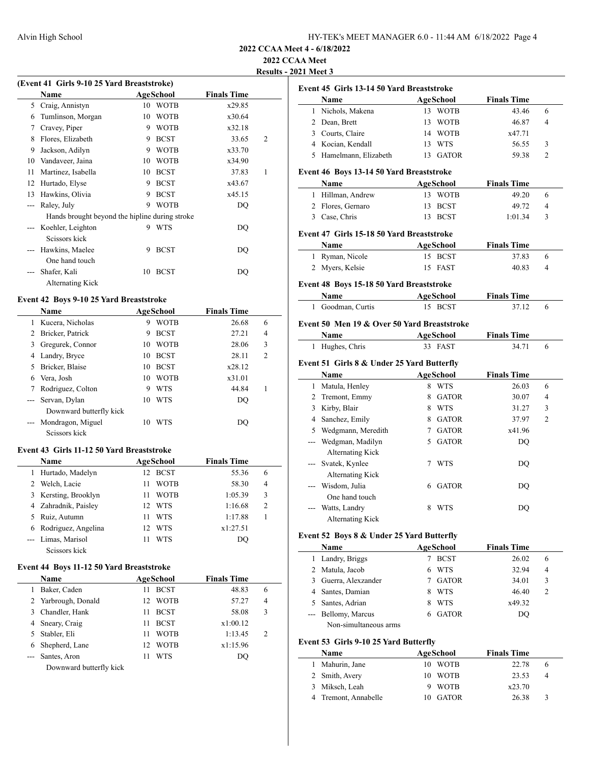## 2022 CCAA Meet 4 - 6/18/2022

## 2022 CCAA Meet

## Results - 2021 Meet 3

### (Event 41 Girls 9-10 25 Yard Breaststroke)

| | Name | Age | School | Finals Time | |
|---|---|---|---|---|---|
| 5 | Craig, Annistyn | 10 | WOTB | x29.85 | |
| 6 | Tumlinson, Morgan | 10 | WOTB | x30.64 | |
| 7 | Cravey, Piper | 9 | WOTB | x32.18 | |
| 8 | Flores, Elizabeth | 9 | BCST | 33.65 | 2 |
| 9 | Jackson, Adilyn | 9 | WOTB | x33.70 | |
| 10 | Vandaveer, Jaina | 10 | WOTB | x34.90 | |
| 11 | Martinez, Isabella | 10 | BCST | 37.83 | 1 |
| 12 | Hurtado, Elyse | 9 | BCST | x43.67 | |
| 13 | Hawkins, Olivia | 9 | BCST | x45.15 | |
| --- | Raley, July | 9 | WOTB | DQ | |
| | Hands brought beyond the hipline during stroke | | | | |
| --- | Koehler, Leighton | 9 | WTS | DQ | |
| | Scissors kick | | | | |
| --- | Hawkins, Maelee | 9 | BCST | DQ | |
| | One hand touch | | | | |
| --- | Shafer, Kali | 10 | BCST | DQ | |
| | Alternating Kick | | | | |

### Event 42 Boys 9-10 25 Yard Breaststroke

| | Name | Age | School | Finals Time | |
|---|---|---|---|---|---|
| 1 | Kucera, Nicholas | 9 | WOTB | 26.68 | 6 |
| 2 | Bricker, Patrick | 9 | BCST | 27.21 | 4 |
| 3 | Gregurek, Connor | 10 | WOTB | 28.06 | 3 |
| 4 | Landry, Bryce | 10 | BCST | 28.11 | 2 |
| 5 | Bricker, Blaise | 10 | BCST | x28.12 | |
| 6 | Vera, Josh | 10 | WOTB | x31.01 | |
| 7 | Rodriguez, Colton | 9 | WTS | 44.84 | 1 |
| --- | Servan, Dylan | 10 | WTS | DQ | |
| | Downward butterfly kick | | | | |
| --- | Mondragon, Miguel | 10 | WTS | DQ | |
| | Scissors kick | | | | |

### Event 43 Girls 11-12 50 Yard Breaststroke

| | Name | Age | School | Finals Time | |
|---|---|---|---|---|---|
| 1 | Hurtado, Madelyn | 12 | BCST | 55.36 | 6 |
| 2 | Welch, Lacie | 11 | WOTB | 58.30 | 4 |
| 3 | Kersting, Brooklyn | 11 | WOTB | 1:05.39 | 3 |
| 4 | Zahradnik, Paisley | 12 | WTS | 1:16.68 | 2 |
| 5 | Ruiz, Autumn | 11 | WTS | 1:17.88 | 1 |
| 6 | Rodriguez, Angelina | 12 | WTS | x1:27.51 | |
| --- | Limas, Marisol | 11 | WTS | DQ | |
| | Scissors kick | | | | |

### Event 44 Boys 11-12 50 Yard Breaststroke

| | Name | Age | School | Finals Time | |
|---|---|---|---|---|---|
| 1 | Baker, Caden | 11 | BCST | 48.83 | 6 |
| 2 | Yarbrough, Donald | 12 | WOTB | 57.27 | 4 |
| 3 | Chandler, Hank | 11 | BCST | 58.08 | 3 |
| 4 | Sneary, Craig | 11 | BCST | x1:00.12 | |
| 5 | Stabler, Eli | 11 | WOTB | 1:13.45 | 2 |
| 6 | Shepherd, Lane | 12 | WOTB | x1:15.96 | |
| --- | Santes, Aron | 11 | WTS | DQ | |
| | Downward butterfly kick | | | | |

### Event 45 Girls 13-14 50 Yard Breaststroke

| | Name | Age | School | Finals Time | |
|---|---|---|---|---|---|
| 1 | Nichols, Makena | 13 | WOTB | 43.46 | 6 |
| 2 | Dean, Brett | 13 | WOTB | 46.87 | 4 |
| 3 | Courts, Claire | 14 | WOTB | x47.71 | |
| 4 | Kocian, Kendall | 13 | WTS | 56.55 | 3 |
| 5 | Hamelmann, Elizabeth | 13 | GATOR | 59.38 | 2 |

### Event 46 Boys 13-14 50 Yard Breaststroke

| | Name | Age | School | Finals Time | |
|---|---|---|---|---|---|
| 1 | Hillman, Andrew | 13 | WOTB | 49.20 | 6 |
| 2 | Flores, Gernaro | 13 | BCST | 49.72 | 4 |
| 3 | Case, Chris | 13 | BCST | 1:01.34 | 3 |

### Event 47 Girls 15-18 50 Yard Breaststroke

| | Name | Age | School | Finals Time | |
|---|---|---|---|---|---|
| 1 | Ryman, Nicole | 15 | BCST | 37.83 | 6 |
| 2 | Myers, Kelsie | 15 | FAST | 40.83 | 4 |

### Event 48 Boys 15-18 50 Yard Breaststroke

| | Name | Age | School | Finals Time | |
|---|---|---|---|---|---|
| 1 | Goodman, Curtis | 15 | BCST | 37.12 | 6 |

### Event 50 Men 19 & Over 50 Yard Breaststroke

| | Name | Age | School | Finals Time | |
|---|---|---|---|---|---|
| 1 | Hughes, Chris | 33 | FAST | 34.71 | 6 |

### Event 51 Girls 8 & Under 25 Yard Butterfly

| | Name | Age | School | Finals Time | |
|---|---|---|---|---|---|
| 1 | Matula, Henley | 8 | WTS | 26.03 | 6 |
| 2 | Tremont, Emmy | 8 | GATOR | 30.07 | 4 |
| 3 | Kirby, Blair | 8 | WTS | 31.27 | 3 |
| 4 | Sanchez, Emily | 8 | GATOR | 37.97 | 2 |
| 5 | Wedgmann, Meredith | 7 | GATOR | x41.96 | |
| --- | Wedgman, Madilyn | 5 | GATOR | DQ | |
| | Alternating Kick | | | | |
| --- | Svatek, Kynlee | 7 | WTS | DQ | |
| | Alternating Kick | | | | |
| --- | Wisdom, Julia | 6 | GATOR | DQ | |
| | One hand touch | | | | |
| --- | Watts, Landry | 8 | WTS | DQ | |
| | Alternating Kick | | | | |

### Event 52 Boys 8 & Under 25 Yard Butterfly

| | Name | Age | School | Finals Time | |
|---|---|---|---|---|---|
| 1 | Landry, Briggs | 7 | BCST | 26.02 | 6 |
| 2 | Matula, Jacob | 6 | WTS | 32.94 | 4 |
| 3 | Guerra, Alexzander | 7 | GATOR | 34.01 | 3 |
| 4 | Santes, Damian | 8 | WTS | 46.40 | 2 |
| 5 | Santes, Adrian | 8 | WTS | x49.32 | |
| --- | Bellomy, Marcus | 6 | GATOR | DQ | |
| | Non-simultaneous arms | | | | |

### Event 53 Girls 9-10 25 Yard Butterfly

| | Name | Age | School | Finals Time | |
|---|---|---|---|---|---|
| 1 | Mahurin, Jane | 10 | WOTB | 22.78 | 6 |
| 2 | Smith, Avery | 10 | WOTB | 23.53 | 4 |
| 3 | Miksch, Leah | 9 | WOTB | x23.70 | |
| 4 | Tremont, Annabelle | 10 | GATOR | 26.38 | 3 |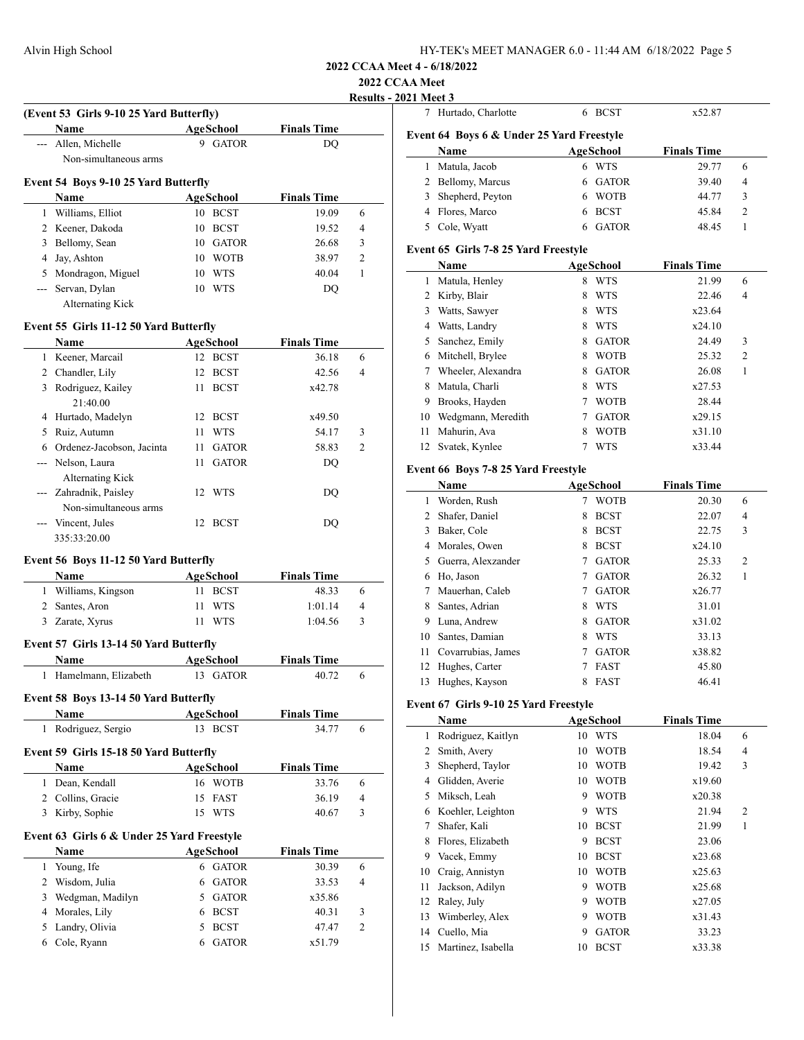**2022 CCAA Meet 4 - 6/18/2022**

**2022 CCAA Meet**

**Results - 2021 Meet 3**

### (Event 53 Girls 9-10 25 Yard Butterfly)

| | Name | Age | School | Finals Time | |
|---|---|---|---|---|---|
| --- | Allen, Michelle | 9 | GATOR | DQ | |
| | Non-simultaneous arms | | | | |

### Event 54 Boys 9-10 25 Yard Butterfly

| | Name | Age | School | Finals Time | |
|---|---|---|---|---|---|
| 1 | Williams, Elliot | 10 | BCST | 19.09 | 6 |
| 2 | Keener, Dakoda | 10 | BCST | 19.52 | 4 |
| 3 | Bellomy, Sean | 10 | GATOR | 26.68 | 3 |
| 4 | Jay, Ashton | 10 | WOTB | 38.97 | 2 |
| 5 | Mondragon, Miguel | 10 | WTS | 40.04 | 1 |
| --- | Servan, Dylan | 10 | WTS | DQ | |
| | Alternating Kick | | | | |

### Event 55 Girls 11-12 50 Yard Butterfly

| | Name | Age | School | Finals Time | |
|---|---|---|---|---|---|
| 1 | Keener, Marcail | 12 | BCST | 36.18 | 6 |
| 2 | Chandler, Lily | 12 | BCST | 42.56 | 4 |
| 3 | Rodriguez, Kailey | 11 | BCST | x42.78 | |
| | 21:40.00 | | | | |
| 4 | Hurtado, Madelyn | 12 | BCST | x49.50 | |
| 5 | Ruiz, Autumn | 11 | WTS | 54.17 | 3 |
| 6 | Ordenez-Jacobson, Jacinta | 11 | GATOR | 58.83 | 2 |
| --- | Nelson, Laura | 11 | GATOR | DQ | |
| | Alternating Kick | | | | |
| --- | Zahradnik, Paisley | 12 | WTS | DQ | |
| | Non-simultaneous arms | | | | |
| --- | Vincent, Jules | 12 | BCST | DQ | |
| | 335:33:20.00 | | | | |

### Event 56 Boys 11-12 50 Yard Butterfly

| | Name | Age | School | Finals Time | |
|---|---|---|---|---|---|
| 1 | Williams, Kingson | 11 | BCST | 48.33 | 6 |
| 2 | Santes, Aron | 11 | WTS | 1:01.14 | 4 |
| 3 | Zarate, Xyrus | 11 | WTS | 1:04.56 | 3 |

### Event 57 Girls 13-14 50 Yard Butterfly

| | Name | Age | School | Finals Time | |
|---|---|---|---|---|---|
| 1 | Hamelmann, Elizabeth | 13 | GATOR | 40.72 | 6 |

### Event 58 Boys 13-14 50 Yard Butterfly

| | Name | Age | School | Finals Time | |
|---|---|---|---|---|---|
| 1 | Rodriguez, Sergio | 13 | BCST | 34.77 | 6 |

### Event 59 Girls 15-18 50 Yard Butterfly

| | Name | Age | School | Finals Time | |
|---|---|---|---|---|---|
| 1 | Dean, Kendall | 16 | WOTB | 33.76 | 6 |
| 2 | Collins, Gracie | 15 | FAST | 36.19 | 4 |
| 3 | Kirby, Sophie | 15 | WTS | 40.67 | 3 |

### Event 63 Girls 6 & Under 25 Yard Freestyle

| | Name | Age | School | Finals Time | |
|---|---|---|---|---|---|
| 1 | Young, Ife | 6 | GATOR | 30.39 | 6 |
| 2 | Wisdom, Julia | 6 | GATOR | 33.53 | 4 |
| 3 | Wedgman, Madilyn | 5 | GATOR | x35.86 | |
| 4 | Morales, Lily | 6 | BCST | 40.31 | 3 |
| 5 | Landry, Olivia | 5 | BCST | 47.47 | 2 |
| 6 | Cole, Ryann | 6 | GATOR | x51.79 | |
| 7 | Hurtado, Charlotte | 6 | BCST | x52.87 | |

### Event 64 Boys 6 & Under 25 Yard Freestyle

| | Name | Age | School | Finals Time | |
|---|---|---|---|---|---|
| 1 | Matula, Jacob | 6 | WTS | 29.77 | 6 |
| 2 | Bellomy, Marcus | 6 | GATOR | 39.40 | 4 |
| 3 | Shepherd, Peyton | 6 | WOTB | 44.77 | 3 |
| 4 | Flores, Marco | 6 | BCST | 45.84 | 2 |
| 5 | Cole, Wyatt | 6 | GATOR | 48.45 | 1 |

### Event 65 Girls 7-8 25 Yard Freestyle

| | Name | Age | School | Finals Time | |
|---|---|---|---|---|---|
| 1 | Matula, Henley | 8 | WTS | 21.99 | 6 |
| 2 | Kirby, Blair | 8 | WTS | 22.46 | 4 |
| 3 | Watts, Sawyer | 8 | WTS | x23.64 | |
| 4 | Watts, Landry | 8 | WTS | x24.10 | |
| 5 | Sanchez, Emily | 8 | GATOR | 24.49 | 3 |
| 6 | Mitchell, Brylee | 8 | WOTB | 25.32 | 2 |
| 7 | Wheeler, Alexandra | 8 | GATOR | 26.08 | 1 |
| 8 | Matula, Charli | 8 | WTS | x27.53 | |
| 9 | Brooks, Hayden | 7 | WOTB | 28.44 | |
| 10 | Wedgmann, Meredith | 7 | GATOR | x29.15 | |
| 11 | Mahurin, Ava | 8 | WOTB | x31.10 | |
| 12 | Svatek, Kynlee | 7 | WTS | x33.44 | |

### Event 66 Boys 7-8 25 Yard Freestyle

| | Name | Age | School | Finals Time | |
|---|---|---|---|---|---|
| 1 | Worden, Rush | 7 | WOTB | 20.30 | 6 |
| 2 | Shafer, Daniel | 8 | BCST | 22.07 | 4 |
| 3 | Baker, Cole | 8 | BCST | 22.75 | 3 |
| 4 | Morales, Owen | 8 | BCST | x24.10 | |
| 5 | Guerra, Alexzander | 7 | GATOR | 25.33 | 2 |
| 6 | Ho, Jason | 7 | GATOR | 26.32 | 1 |
| 7 | Mauerhan, Caleb | 7 | GATOR | x26.77 | |
| 8 | Santes, Adrian | 8 | WTS | 31.01 | |
| 9 | Luna, Andrew | 8 | GATOR | x31.02 | |
| 10 | Santes, Damian | 8 | WTS | 33.13 | |
| 11 | Covarrubias, James | 7 | GATOR | x38.82 | |
| 12 | Hughes, Carter | 7 | FAST | 45.80 | |
| 13 | Hughes, Kayson | 8 | FAST | 46.41 | |

### Event 67 Girls 9-10 25 Yard Freestyle

| | Name | Age | School | Finals Time | |
|---|---|---|---|---|---|
| 1 | Rodriguez, Kaitlyn | 10 | WTS | 18.04 | 6 |
| 2 | Smith, Avery | 10 | WOTB | 18.54 | 4 |
| 3 | Shepherd, Taylor | 10 | WOTB | 19.42 | 3 |
| 4 | Glidden, Averie | 10 | WOTB | x19.60 | |
| 5 | Miksch, Leah | 9 | WOTB | x20.38 | |
| 6 | Koehler, Leighton | 9 | WTS | 21.94 | 2 |
| 7 | Shafer, Kali | 10 | BCST | 21.99 | 1 |
| 8 | Flores, Elizabeth | 9 | BCST | 23.06 | |
| 9 | Vacek, Emmy | 10 | BCST | x23.68 | |
| 10 | Craig, Annistyn | 10 | WOTB | x25.63 | |
| 11 | Jackson, Adilyn | 9 | WOTB | x25.68 | |
| 12 | Raley, July | 9 | WOTB | x27.05 | |
| 13 | Wimberley, Alex | 9 | WOTB | x31.43 | |
| 14 | Cuello, Mia | 9 | GATOR | 33.23 | |
| 15 | Martinez, Isabella | 10 | BCST | x33.38 | |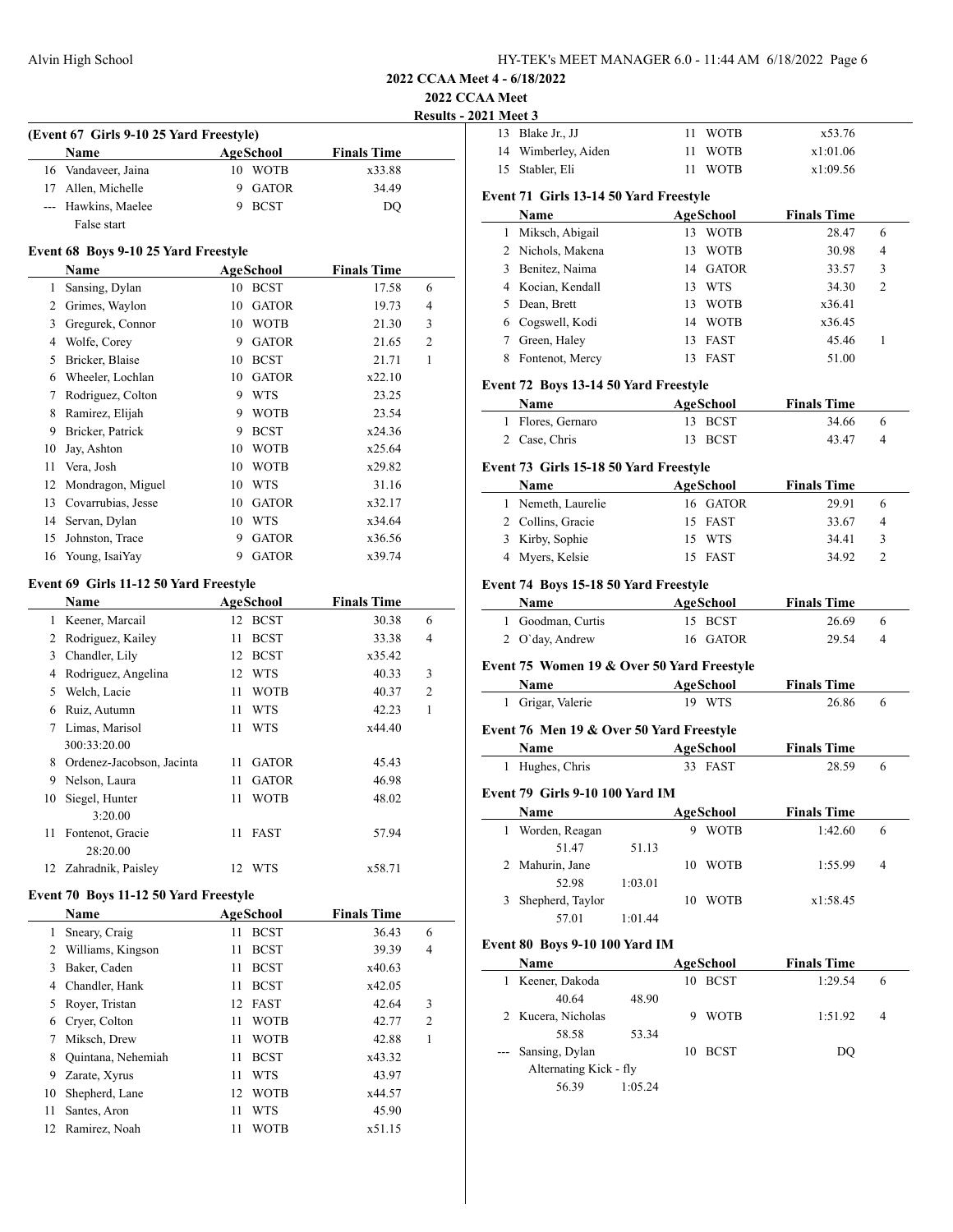2022 CCAA Meet 4 - 6/18/2022

2022 CCAA Meet

Results - 2021 Meet 3

### (Event 67 Girls 9-10 25 Yard Freestyle)

| | Name | Age | School | Finals Time | |
|---|---|---|---|---|---|
| 16 | Vandaveer, Jaina | 10 | WOTB | x33.88 | |
| 17 | Allen, Michelle | 9 | GATOR | 34.49 | |
| --- | Hawkins, Maelee | 9 | BCST | DQ | |
| | False start | | | | |

### Event 68 Boys 9-10 25 Yard Freestyle

| | Name | Age | School | Finals Time | |
|---|---|---|---|---|---|
| 1 | Sansing, Dylan | 10 | BCST | 17.58 | 6 |
| 2 | Grimes, Waylon | 10 | GATOR | 19.73 | 4 |
| 3 | Gregurek, Connor | 10 | WOTB | 21.30 | 3 |
| 4 | Wolfe, Corey | 9 | GATOR | 21.65 | 2 |
| 5 | Bricker, Blaise | 10 | BCST | 21.71 | 1 |
| 6 | Wheeler, Lochlan | 10 | GATOR | x22.10 | |
| 7 | Rodriguez, Colton | 9 | WTS | 23.25 | |
| 8 | Ramirez, Elijah | 9 | WOTB | 23.54 | |
| 9 | Bricker, Patrick | 9 | BCST | x24.36 | |
| 10 | Jay, Ashton | 10 | WOTB | x25.64 | |
| 11 | Vera, Josh | 10 | WOTB | x29.82 | |
| 12 | Mondragon, Miguel | 10 | WTS | 31.16 | |
| 13 | Covarrubias, Jesse | 10 | GATOR | x32.17 | |
| 14 | Servan, Dylan | 10 | WTS | x34.64 | |
| 15 | Johnston, Trace | 9 | GATOR | x36.56 | |
| 16 | Young, IsaiYay | 9 | GATOR | x39.74 | |

### Event 69 Girls 11-12 50 Yard Freestyle

| | Name | Age | School | Finals Time | |
|---|---|---|---|---|---|
| 1 | Keener, Marcail | 12 | BCST | 30.38 | 6 |
| 2 | Rodriguez, Kailey | 11 | BCST | 33.38 | 4 |
| 3 | Chandler, Lily | 12 | BCST | x35.42 | |
| 4 | Rodriguez, Angelina | 12 | WTS | 40.33 | 3 |
| 5 | Welch, Lacie | 11 | WOTB | 40.37 | 2 |
| 6 | Ruiz, Autumn | 11 | WTS | 42.23 | 1 |
| 7 | Limas, Marisol | 11 | WTS | x44.40 | |
| | 300:33:20.00 | | | | |
| 8 | Ordenez-Jacobson, Jacinta | 11 | GATOR | 45.43 | |
| 9 | Nelson, Laura | 11 | GATOR | 46.98 | |
| 10 | Siegel, Hunter | 11 | WOTB | 48.02 | |
| | 3:20.00 | | | | |
| 11 | Fontenot, Gracie | 11 | FAST | 57.94 | |
| | 28:20.00 | | | | |
| 12 | Zahradnik, Paisley | 12 | WTS | x58.71 | |

### Event 70 Boys 11-12 50 Yard Freestyle

| | Name | Age | School | Finals Time | |
|---|---|---|---|---|---|
| 1 | Sneary, Craig | 11 | BCST | 36.43 | 6 |
| 2 | Williams, Kingson | 11 | BCST | 39.39 | 4 |
| 3 | Baker, Caden | 11 | BCST | x40.63 | |
| 4 | Chandler, Hank | 11 | BCST | x42.05 | |
| 5 | Royer, Tristan | 12 | FAST | 42.64 | 3 |
| 6 | Cryer, Colton | 11 | WOTB | 42.77 | 2 |
| 7 | Miksch, Drew | 11 | WOTB | 42.88 | 1 |
| 8 | Quintana, Nehemiah | 11 | BCST | x43.32 | |
| 9 | Zarate, Xyrus | 11 | WTS | 43.97 | |
| 10 | Shepherd, Lane | 12 | WOTB | x44.57 | |
| 11 | Santes, Aron | 11 | WTS | 45.90 | |
| 12 | Ramirez, Noah | 11 | WOTB | x51.15 | |
| 13 | Blake Jr., JJ | 11 | WOTB | x53.76 | |
| 14 | Wimberley, Aiden | 11 | WOTB | x1:01.06 | |
| 15 | Stabler, Eli | 11 | WOTB | x1:09.56 | |

### Event 71 Girls 13-14 50 Yard Freestyle

| | Name | Age | School | Finals Time | |
|---|---|---|---|---|---|
| 1 | Miksch, Abigail | 13 | WOTB | 28.47 | 6 |
| 2 | Nichols, Makena | 13 | WOTB | 30.98 | 4 |
| 3 | Benitez, Naima | 14 | GATOR | 33.57 | 3 |
| 4 | Kocian, Kendall | 13 | WTS | 34.30 | 2 |
| 5 | Dean, Brett | 13 | WOTB | x36.41 | |
| 6 | Cogswell, Kodi | 14 | WOTB | x36.45 | |
| 7 | Green, Haley | 13 | FAST | 45.46 | 1 |
| 8 | Fontenot, Mercy | 13 | FAST | 51.00 | |

### Event 72 Boys 13-14 50 Yard Freestyle

| | Name | Age | School | Finals Time | |
|---|---|---|---|---|---|
| 1 | Flores, Gernaro | 13 | BCST | 34.66 | 6 |
| 2 | Case, Chris | 13 | BCST | 43.47 | 4 |

### Event 73 Girls 15-18 50 Yard Freestyle

| | Name | Age | School | Finals Time | |
|---|---|---|---|---|---|
| 1 | Nemeth, Laurelie | 16 | GATOR | 29.91 | 6 |
| 2 | Collins, Gracie | 15 | FAST | 33.67 | 4 |
| 3 | Kirby, Sophie | 15 | WTS | 34.41 | 3 |
| 4 | Myers, Kelsie | 15 | FAST | 34.92 | 2 |

### Event 74 Boys 15-18 50 Yard Freestyle

| | Name | Age | School | Finals Time | |
|---|---|---|---|---|---|
| 1 | Goodman, Curtis | 15 | BCST | 26.69 | 6 |
| 2 | O`day, Andrew | 16 | GATOR | 29.54 | 4 |

### Event 75 Women 19 & Over 50 Yard Freestyle

| | Name | Age | School | Finals Time | |
|---|---|---|---|---|---|
| 1 | Grigar, Valerie | 19 | WTS | 26.86 | 6 |

### Event 76 Men 19 & Over 50 Yard Freestyle

| | Name | Age | School | Finals Time | |
|---|---|---|---|---|---|
| 1 | Hughes, Chris | 33 | FAST | 28.59 | 6 |

### Event 79 Girls 9-10 100 Yard IM

| | Name | Age | School | Finals Time | |
|---|---|---|---|---|---|
| 1 | Worden, Reagan | 9 | WOTB | 1:42.60 | 6 |
| | 51.47 &nbsp; 51.13 | | | | |
| 2 | Mahurin, Jane | 10 | WOTB | 1:55.99 | 4 |
| | 52.98 &nbsp; 1:03.01 | | | | |
| 3 | Shepherd, Taylor | 10 | WOTB | x1:58.45 | |
| | 57.01 &nbsp; 1:01.44 | | | | |

### Event 80 Boys 9-10 100 Yard IM

| | Name | Age | School | Finals Time | |
|---|---|---|---|---|---|
| 1 | Keener, Dakoda | 10 | BCST | 1:29.54 | 6 |
| | 40.64 &nbsp; 48.90 | | | | |
| 2 | Kucera, Nicholas | 9 | WOTB | 1:51.92 | 4 |
| | 58.58 &nbsp; 53.34 | | | | |
| --- | Sansing, Dylan | 10 | BCST | DQ | |
| | Alternating Kick - fly | | | | |
| | 56.39 &nbsp; 1:05.24 | | | | |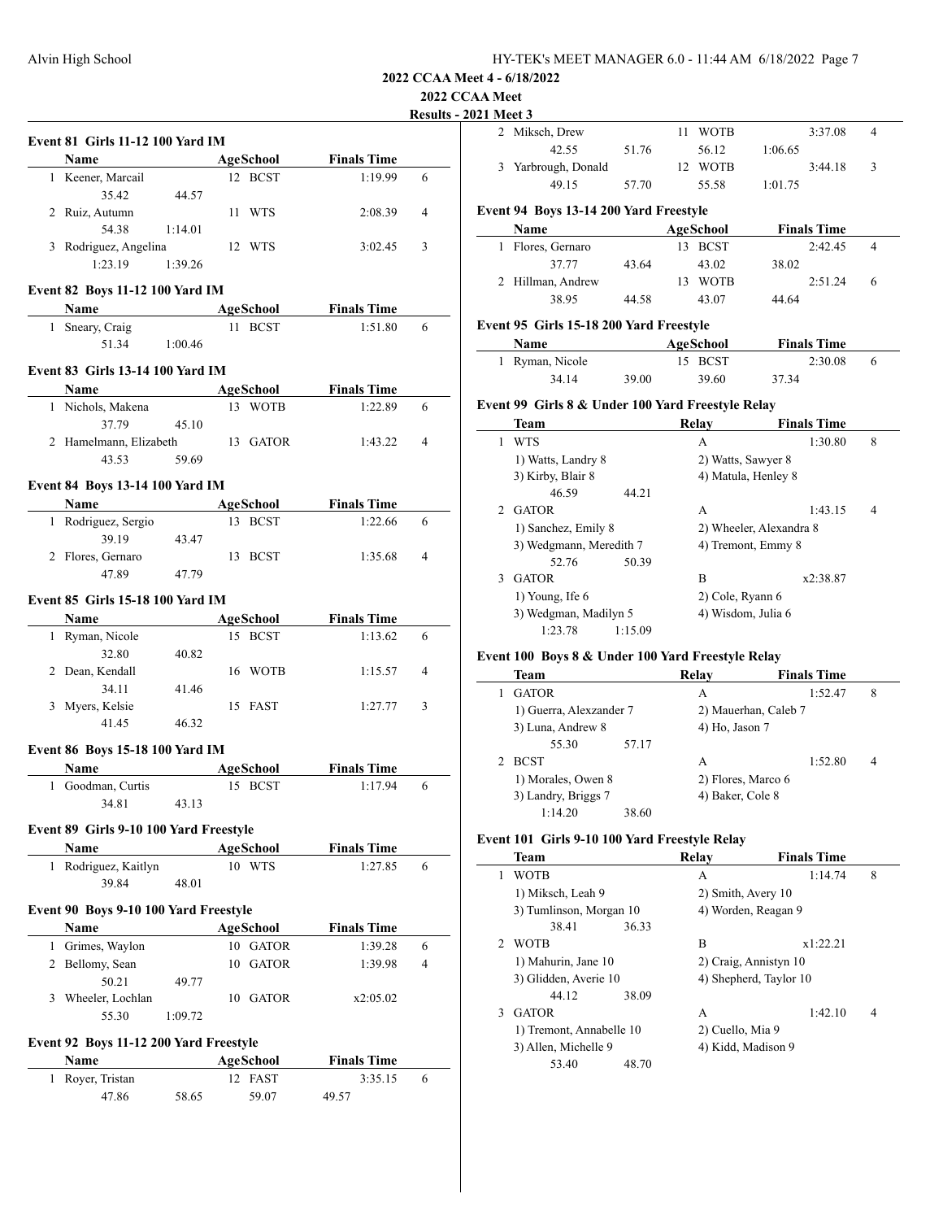## 2022 CCAA Meet 4 - 6/18/2022

### 2022 CCAA Meet

### Results - 2021 Meet 3

**Event 81 Girls 11-12 100 Yard IM**

| | Name | Age | School | Finals Time | |
|---|---|---|---|---|---|
| 1 | Keener, Marcail | 12 | BCST | 1:19.99 | 6 |
| | 35.42 | 44.57 | | | |
| 2 | Ruiz, Autumn | 11 | WTS | 2:08.39 | 4 |
| | 54.38 | 1:14.01 | | | |
| 3 | Rodriguez, Angelina | 12 | WTS | 3:02.45 | 3 |
| | 1:23.19 | 1:39.26 | | | |

**Event 82 Boys 11-12 100 Yard IM**

| | Name | Age | School | Finals Time | |
|---|---|---|---|---|---|
| 1 | Sneary, Craig | 11 | BCST | 1:51.80 | 6 |
| | 51.34 | 1:00.46 | | | |

**Event 83 Girls 13-14 100 Yard IM**

| | Name | Age | School | Finals Time | |
|---|---|---|---|---|---|
| 1 | Nichols, Makena | 13 | WOTB | 1:22.89 | 6 |
| | 37.79 | 45.10 | | | |
| 2 | Hamelmann, Elizabeth | 13 | GATOR | 1:43.22 | 4 |
| | 43.53 | 59.69 | | | |

**Event 84 Boys 13-14 100 Yard IM**

| | Name | Age | School | Finals Time | |
|---|---|---|---|---|---|
| 1 | Rodriguez, Sergio | 13 | BCST | 1:22.66 | 6 |
| | 39.19 | 43.47 | | | |
| 2 | Flores, Gernaro | 13 | BCST | 1:35.68 | 4 |
| | 47.89 | 47.79 | | | |

**Event 85 Girls 15-18 100 Yard IM**

| | Name | Age | School | Finals Time | |
|---|---|---|---|---|---|
| 1 | Ryman, Nicole | 15 | BCST | 1:13.62 | 6 |
| | 32.80 | 40.82 | | | |
| 2 | Dean, Kendall | 16 | WOTB | 1:15.57 | 4 |
| | 34.11 | 41.46 | | | |
| 3 | Myers, Kelsie | 15 | FAST | 1:27.77 | 3 |
| | 41.45 | 46.32 | | | |

**Event 86 Boys 15-18 100 Yard IM**

| | Name | Age | School | Finals Time | |
|---|---|---|---|---|---|
| 1 | Goodman, Curtis | 15 | BCST | 1:17.94 | 6 |
| | 34.81 | 43.13 | | | |

**Event 89 Girls 9-10 100 Yard Freestyle**

| | Name | Age | School | Finals Time | |
|---|---|---|---|---|---|
| 1 | Rodriguez, Kaitlyn | 10 | WTS | 1:27.85 | 6 |
| | 39.84 | 48.01 | | | |

**Event 90 Boys 9-10 100 Yard Freestyle**

| | Name | Age | School | Finals Time | |
|---|---|---|---|---|---|
| 1 | Grimes, Waylon | 10 | GATOR | 1:39.28 | 6 |
| 2 | Bellomy, Sean | 10 | GATOR | 1:39.98 | 4 |
| | 50.21 | 49.77 | | | |
| 3 | Wheeler, Lochlan | 10 | GATOR | x2:05.02 | |
| | 55.30 | 1:09.72 | | | |

**Event 92 Boys 11-12 200 Yard Freestyle**

| | Name | Age | School | Finals Time | |
|---|---|---|---|---|---|
| 1 | Royer, Tristan | 12 | FAST | 3:35.15 | 6 |
| | 47.86 | 58.65 | 59.07 | 49.57 | |
| 2 | Miksch, Drew | 11 | WOTB | 3:37.08 | 4 |
| | 42.55 | 51.76 | 56.12 | 1:06.65 | |
| 3 | Yarbrough, Donald | 12 | WOTB | 3:44.18 | 3 |
| | 49.15 | 57.70 | 55.58 | 1:01.75 | |

**Event 94 Boys 13-14 200 Yard Freestyle**

| | Name | Age | School | Finals Time | |
|---|---|---|---|---|---|
| 1 | Flores, Gernaro | 13 | BCST | 2:42.45 | 4 |
| | 37.77 | 43.64 | 43.02 | 38.02 | |
| 2 | Hillman, Andrew | 13 | WOTB | 2:51.24 | 6 |
| | 38.95 | 44.58 | 43.07 | 44.64 | |

**Event 95 Girls 15-18 200 Yard Freestyle**

| | Name | Age | School | Finals Time | |
|---|---|---|---|---|---|
| 1 | Ryman, Nicole | 15 | BCST | 2:30.08 | 6 |
| | 34.14 | 39.00 | 39.60 | 37.34 | |

**Event 99 Girls 8 & Under 100 Yard Freestyle Relay**

| | Team | Relay | Finals Time | |
|---|---|---|---|---|
| 1 | WTS | A | 1:30.80 | 8 |
| | 1) Watts, Landry 8 | 2) Watts, Sawyer 8 | | |
| | 3) Kirby, Blair 8 | 4) Matula, Henley 8 | | |
| | 46.59 44.21 | | | |
| 2 | GATOR | A | 1:43.15 | 4 |
| | 1) Sanchez, Emily 8 | 2) Wheeler, Alexandra 8 | | |
| | 3) Wedgmann, Meredith 7 | 4) Tremont, Emmy 8 | | |
| | 52.76 50.39 | | | |
| 3 | GATOR | B | x2:38.87 | |
| | 1) Young, Ife 6 | 2) Cole, Ryann 6 | | |
| | 3) Wedgman, Madilyn 5 | 4) Wisdom, Julia 6 | | |
| | 1:23.78 1:15.09 | | | |

**Event 100 Boys 8 & Under 100 Yard Freestyle Relay**

| | Team | Relay | Finals Time | |
|---|---|---|---|---|
| 1 | GATOR | A | 1:52.47 | 8 |
| | 1) Guerra, Alexzander 7 | 2) Mauerhan, Caleb 7 | | |
| | 3) Luna, Andrew 8 | 4) Ho, Jason 7 | | |
| | 55.30 57.17 | | | |
| 2 | BCST | A | 1:52.80 | 4 |
| | 1) Morales, Owen 8 | 2) Flores, Marco 6 | | |
| | 3) Landry, Briggs 7 | 4) Baker, Cole 8 | | |
| | 1:14.20 38.60 | | | |

**Event 101 Girls 9-10 100 Yard Freestyle Relay**

| | Team | Relay | Finals Time | |
|---|---|---|---|---|
| 1 | WOTB | A | 1:14.74 | 8 |
| | 1) Miksch, Leah 9 | 2) Smith, Avery 10 | | |
| | 3) Tumlinson, Morgan 10 | 4) Worden, Reagan 9 | | |
| | 38.41 36.33 | | | |
| 2 | WOTB | B | x1:22.21 | |
| | 1) Mahurin, Jane 10 | 2) Craig, Annistyn 10 | | |
| | 3) Glidden, Averie 10 | 4) Shepherd, Taylor 10 | | |
| | 44.12 38.09 | | | |
| 3 | GATOR | A | 1:42.10 | 4 |
| | 1) Tremont, Annabelle 10 | 2) Cuello, Mia 9 | | |
| | 3) Allen, Michelle 9 | 4) Kidd, Madison 9 | | |
| | 53.40 48.70 | | | |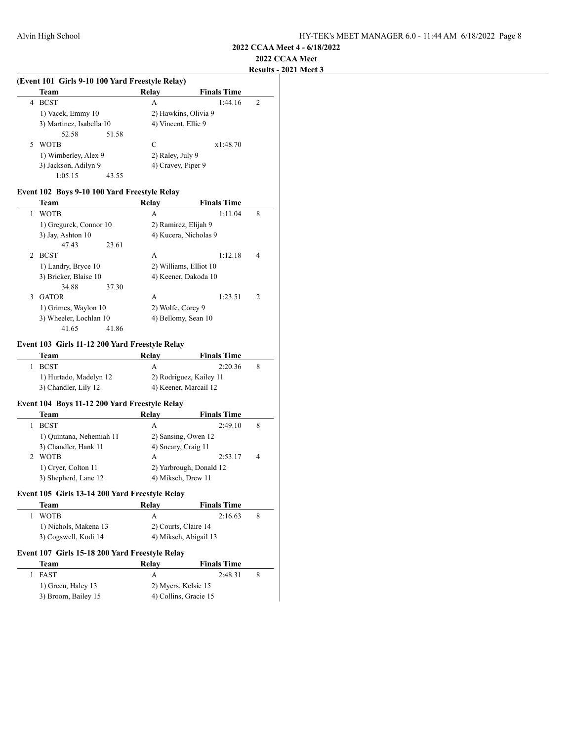## (Event 101 Girls 9-10 100 Yard Freestyle Relay)

| | Team | Relay | Finals Time | |
|---|---|---|---|---|
| 4 | BCST | A | 1:44.16 | 2 |
| | 1) Vacek, Emmy 10 | 2) Hawkins, Olivia 9 | | |
| | 3) Martinez, Isabella 10 | 4) Vincent, Ellie 9 | | |
| | 52.58 51.58 | | | |
| 5 | WOTB | C | x1:48.70 | |
| | 1) Wimberley, Alex 9 | 2) Raley, July 9 | | |
| | 3) Jackson, Adilyn 9 | 4) Cravey, Piper 9 | | |
| | 1:05.15 43.55 | | | |

## Event 102 Boys 9-10 100 Yard Freestyle Relay

| | Team | Relay | Finals Time | |
|---|---|---|---|---|
| 1 | WOTB | A | 1:11.04 | 8 |
| | 1) Gregurek, Connor 10 | 2) Ramirez, Elijah 9 | | |
| | 3) Jay, Ashton 10 | 4) Kucera, Nicholas 9 | | |
| | 47.43 23.61 | | | |
| 2 | BCST | A | 1:12.18 | 4 |
| | 1) Landry, Bryce 10 | 2) Williams, Elliot 10 | | |
| | 3) Bricker, Blaise 10 | 4) Keener, Dakoda 10 | | |
| | 34.88 37.30 | | | |
| 3 | GATOR | A | 1:23.51 | 2 |
| | 1) Grimes, Waylon 10 | 2) Wolfe, Corey 9 | | |
| | 3) Wheeler, Lochlan 10 | 4) Bellomy, Sean 10 | | |
| | 41.65 41.86 | | | |

## Event 103 Girls 11-12 200 Yard Freestyle Relay

| | Team | Relay | Finals Time | |
|---|---|---|---|---|
| 1 | BCST | A | 2:20.36 | 8 |
| | 1) Hurtado, Madelyn 12 | 2) Rodriguez, Kailey 11 | | |
| | 3) Chandler, Lily 12 | 4) Keener, Marcail 12 | | |

## Event 104 Boys 11-12 200 Yard Freestyle Relay

| | Team | Relay | Finals Time | |
|---|---|---|---|---|
| 1 | BCST | A | 2:49.10 | 8 |
| | 1) Quintana, Nehemiah 11 | 2) Sansing, Owen 12 | | |
| | 3) Chandler, Hank 11 | 4) Sneary, Craig 11 | | |
| 2 | WOTB | A | 2:53.17 | 4 |
| | 1) Cryer, Colton 11 | 2) Yarbrough, Donald 12 | | |
| | 3) Shepherd, Lane 12 | 4) Miksch, Drew 11 | | |

## Event 105 Girls 13-14 200 Yard Freestyle Relay

| | Team | Relay | Finals Time | |
|---|---|---|---|---|
| 1 | WOTB | A | 2:16.63 | 8 |
| | 1) Nichols, Makena 13 | 2) Courts, Claire 14 | | |
| | 3) Cogswell, Kodi 14 | 4) Miksch, Abigail 13 | | |

## Event 107 Girls 15-18 200 Yard Freestyle Relay

| | Team | Relay | Finals Time | |
|---|---|---|---|---|
| 1 | FAST | A | 2:48.31 | 8 |
| | 1) Green, Haley 13 | 2) Myers, Kelsie 15 | | |
| | 3) Broom, Bailey 15 | 4) Collins, Gracie 15 | | |